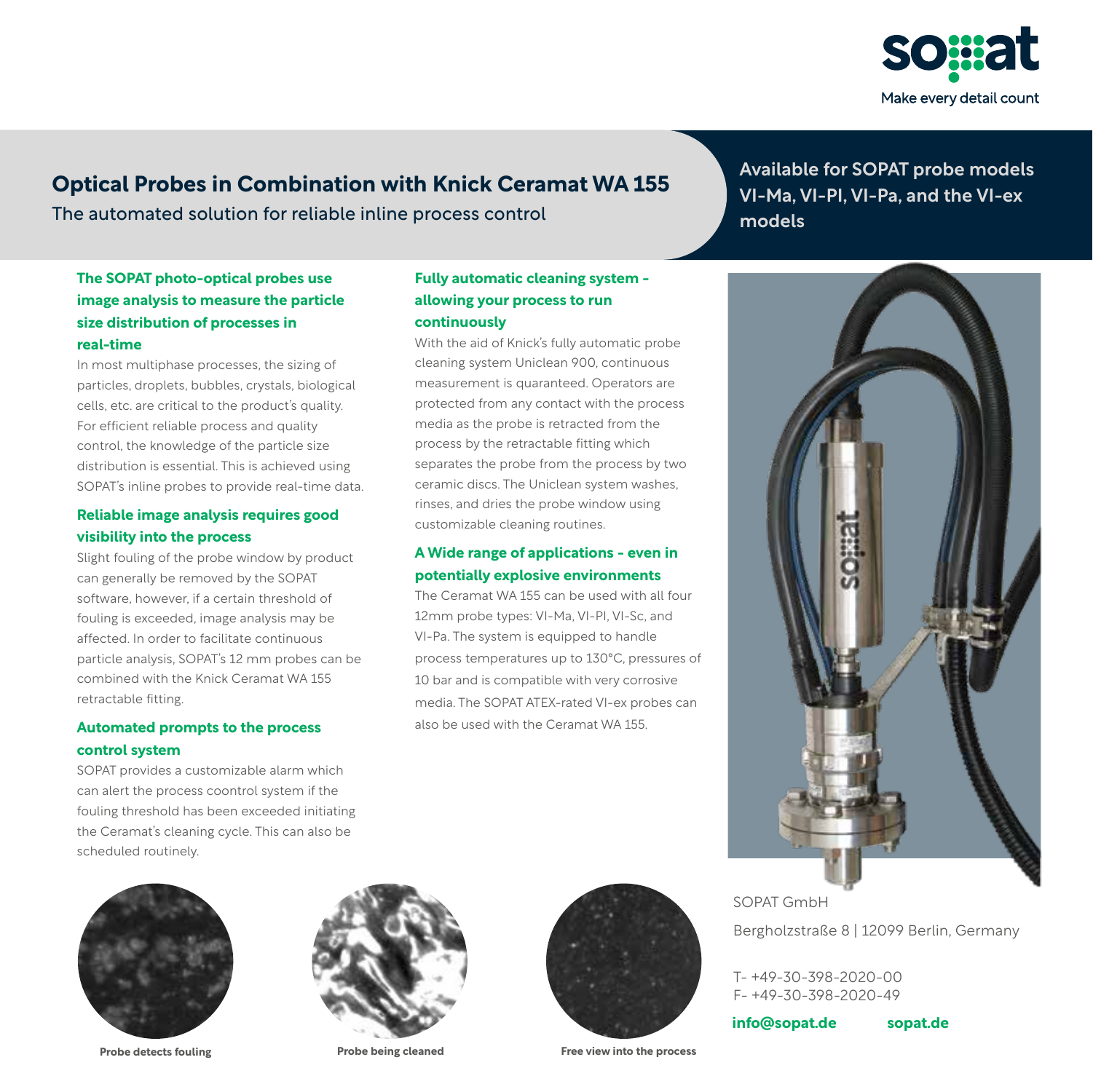Make every detail count

# Optical Probes in Combination with Knick Ceramat WA 155

The automated solution for reliable inline process control

**Available for SOPAT probe models VI-Ma, VI-Pl, VI-Pa, and the VI-ex models**

### The SOPAT photo-optical probes use image analysis to measure the particle size distribution of processes in real-time

In most multiphase processes, the sizing of particles, droplets, bubbles, crystals, biological cells, etc. are critical to the product's quality. For efficient reliable process and quality control, the knowledge of the particle size distribution is essential. This is achieved using SOPAT's inline probes to provide real-time data.

### Reliable image analysis requires good visibility into the process

Slight fouling of the probe window by product can generally be removed by the SOPAT software, however, if a certain threshold of fouling is exceeded, image analysis may be affected. In order to facilitate continuous particle analysis, SOPAT's 12 mm probes can be combined with the Knick Ceramat WA 155 retractable fitting.

### Automated prompts to the process control system

SOPAT provides a customizable alarm which can alert the process coontrol system if the fouling threshold has been exceeded initiating the Ceramat's cleaning cycle. This can also be scheduled routinely.

### Fully automatic cleaning system - allowing your process to run continuously

With the aid of Knick's fully automatic probe cleaning system Uniclean 900, continuous measurement is quaranteed. Operators are protected from any contact with the process media as the probe is retracted from the process by the retractable fitting which separates the probe from the process by two ceramic discs. The Uniclean system washes, rinses, and dries the probe window using customizable cleaning routines.

### A Wide range of applications - even in potentially explosive environments

The Ceramat WA 155 can be used with all four 12mm probe types: VI-Ma, VI-Pl, VI-Sc, and VI-Pa. The system is equipped to handle process temperatures up to 130°C, pressures of 10 bar and is compatible with very corrosive media. The SOPAT ATEX-rated VI-ex probes can also be used with the Ceramat WA 155.

Probe detects fouling

Probe being cleaned

Free view into the process

SOPAT GmbH

Bergholzstraße 8 | 12099 Berlin, Germany

T- +49-30-398-2020-00
F- +49-30-398-2020-49

**info@sopat.de** **sopat.de**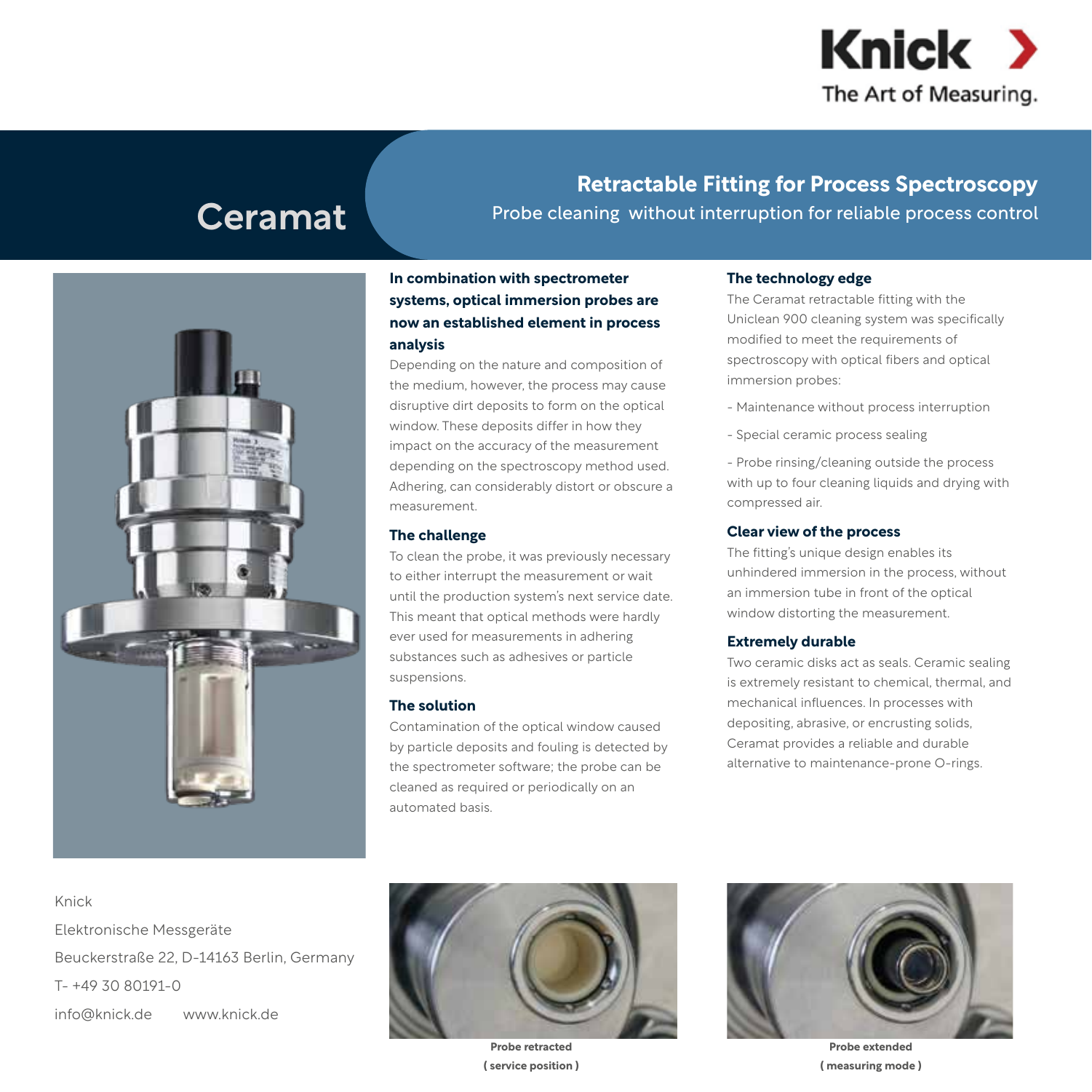Knick

The Art of Measuring.

# Ceramat

## Retractable Fitting for Process Spectroscopy

Probe cleaning without interruption for reliable process control

### In combination with spectrometer systems, optical immersion probes are now an established element in process analysis

Depending on the nature and composition of the medium, however, the process may cause disruptive dirt deposits to form on the optical window. These deposits differ in how they impact on the accuracy of the measurement depending on the spectroscopy method used. Adhering, can considerably distort or obscure a measurement.

### The challenge

To clean the probe, it was previously necessary to either interrupt the measurement or wait until the production system's next service date. This meant that optical methods were hardly ever used for measurements in adhering substances such as adhesives or particle suspensions.

### The solution

Contamination of the optical window caused by particle deposits and fouling is detected by the spectrometer software; the probe can be cleaned as required or periodically on an automated basis.

### The technology edge

The Ceramat retractable fitting with the Uniclean 900 cleaning system was specifically modified to meet the requirements of spectroscopy with optical fibers and optical immersion probes:

- Maintenance without process interruption
- Special ceramic process sealing
- Probe rinsing/cleaning outside the process with up to four cleaning liquids and drying with compressed air.

### Clear view of the process

The fitting's unique design enables its unhindered immersion in the process, without an immersion tube in front of the optical window distorting the measurement.

### Extremely durable

Two ceramic disks act as seals. Ceramic sealing is extremely resistant to chemical, thermal, and mechanical influences. In processes with depositing, abrasive, or encrusting solids, Ceramat provides a reliable and durable alternative to maintenance-prone O-rings.

Knick
Elektronische Messgeräte
Beuckerstraße 22, D-14163 Berlin, Germany
T- +49 30 80191-0
info@knick.de www.knick.de

**Probe retracted**
**( service position )**

**Probe extended**
**( measuring mode )**